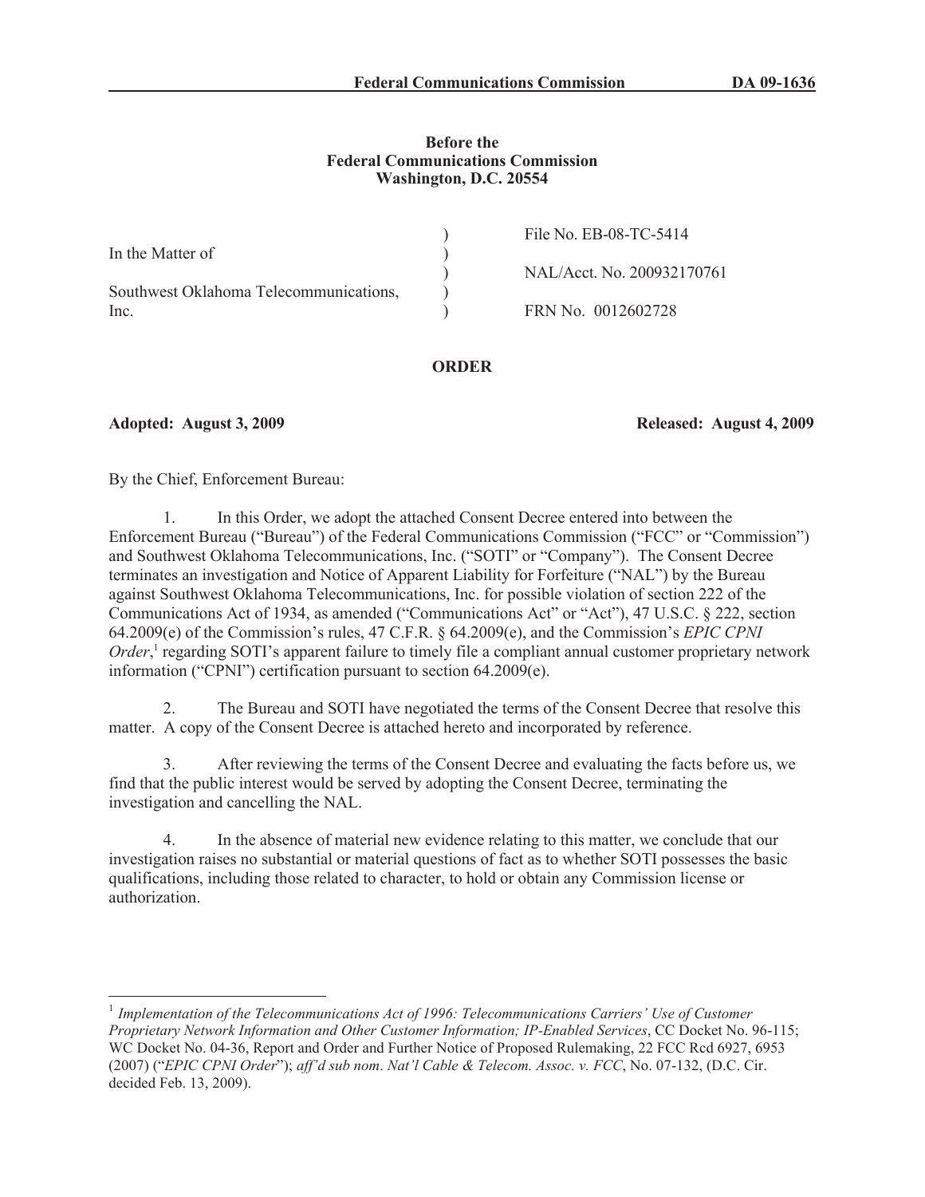**Federal Communications Commission DA 09-1636**

**Before the**
**Federal Communications Commission**
**Washington, D.C. 20554**

| | | |
|---|---|---|
| In the Matter of | ) | File No. EB-08-TC-5414 |
| | ) | |
| Southwest Oklahoma Telecommunications, Inc. | ) | NAL/Acct. No. 200932170761 |
| | ) | |
| | ) | FRN No. 0012602728 |

## ORDER

**Adopted: August 3, 2009** **Released: August 4, 2009**

By the Chief, Enforcement Bureau:

1. In this Order, we adopt the attached Consent Decree entered into between the Enforcement Bureau ("Bureau") of the Federal Communications Commission ("FCC" or "Commission") and Southwest Oklahoma Telecommunications, Inc. ("SOTI" or "Company"). The Consent Decree terminates an investigation and Notice of Apparent Liability for Forfeiture ("NAL") by the Bureau against Southwest Oklahoma Telecommunications, Inc. for possible violation of section 222 of the Communications Act of 1934, as amended ("Communications Act" or "Act"), 47 U.S.C. § 222, section 64.2009(e) of the Commission's rules, 47 C.F.R. § 64.2009(e), and the Commission's *EPIC CPNI Order*,[1] regarding SOTI's apparent failure to timely file a compliant annual customer proprietary network information ("CPNI") certification pursuant to section 64.2009(e).

2. The Bureau and SOTI have negotiated the terms of the Consent Decree that resolve this matter. A copy of the Consent Decree is attached hereto and incorporated by reference.

3. After reviewing the terms of the Consent Decree and evaluating the facts before us, we find that the public interest would be served by adopting the Consent Decree, terminating the investigation and cancelling the NAL.

4. In the absence of material new evidence relating to this matter, we conclude that our investigation raises no substantial or material questions of fact as to whether SOTI possesses the basic qualifications, including those related to character, to hold or obtain any Commission license or authorization.

---

[1] *Implementation of the Telecommunications Act of 1996: Telecommunications Carriers' Use of Customer Proprietary Network Information and Other Customer Information; IP-Enabled Services*, CC Docket No. 96-115; WC Docket No. 04-36, Report and Order and Further Notice of Proposed Rulemaking, 22 FCC Rcd 6927, 6953 (2007) ("*EPIC CPNI Order*"); *aff'd sub nom*. *Nat'l Cable & Telecom. Assoc. v. FCC*, No. 07-132, (D.C. Cir. decided Feb. 13, 2009).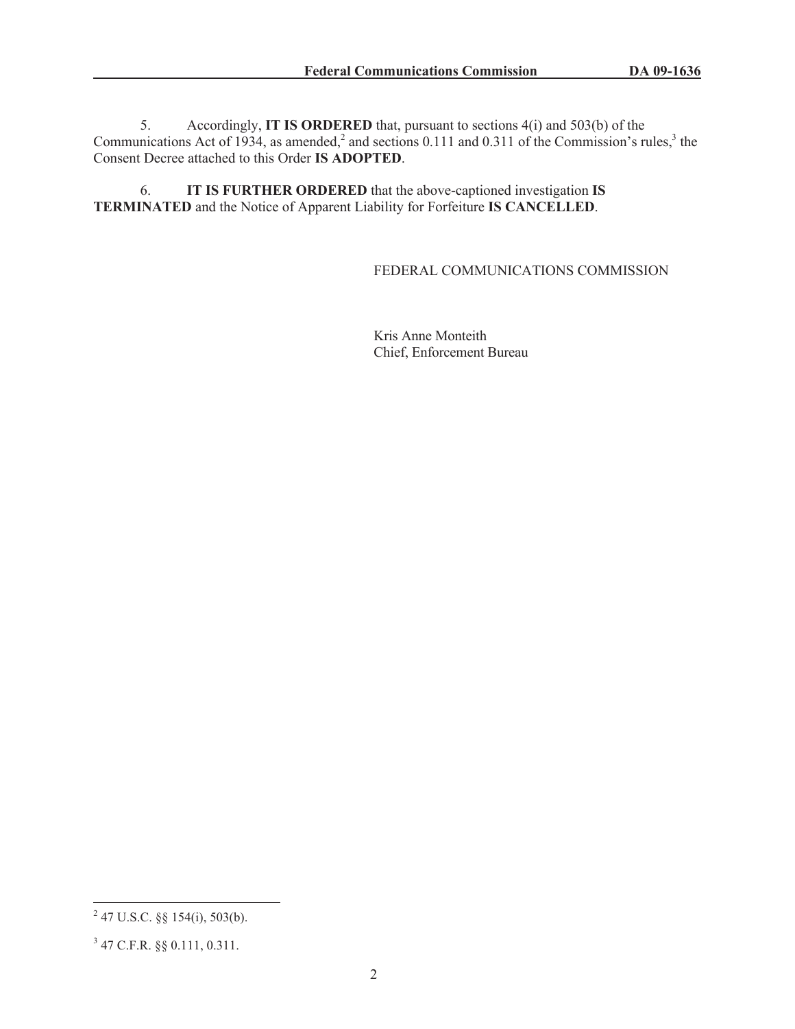5. Accordingly, **IT IS ORDERED** that, pursuant to sections 4(i) and 503(b) of the Communications Act of 1934, as amended,[2] and sections 0.111 and 0.311 of the Commission's rules,[3] the Consent Decree attached to this Order **IS ADOPTED**.

6. **IT IS FURTHER ORDERED** that the above-captioned investigation **IS TERMINATED** and the Notice of Apparent Liability for Forfeiture **IS CANCELLED**.

FEDERAL COMMUNICATIONS COMMISSION

Kris Anne Monteith
Chief, Enforcement Bureau

---

[2] 47 U.S.C. §§ 154(i), 503(b).

[3] 47 C.F.R. §§ 0.111, 0.311.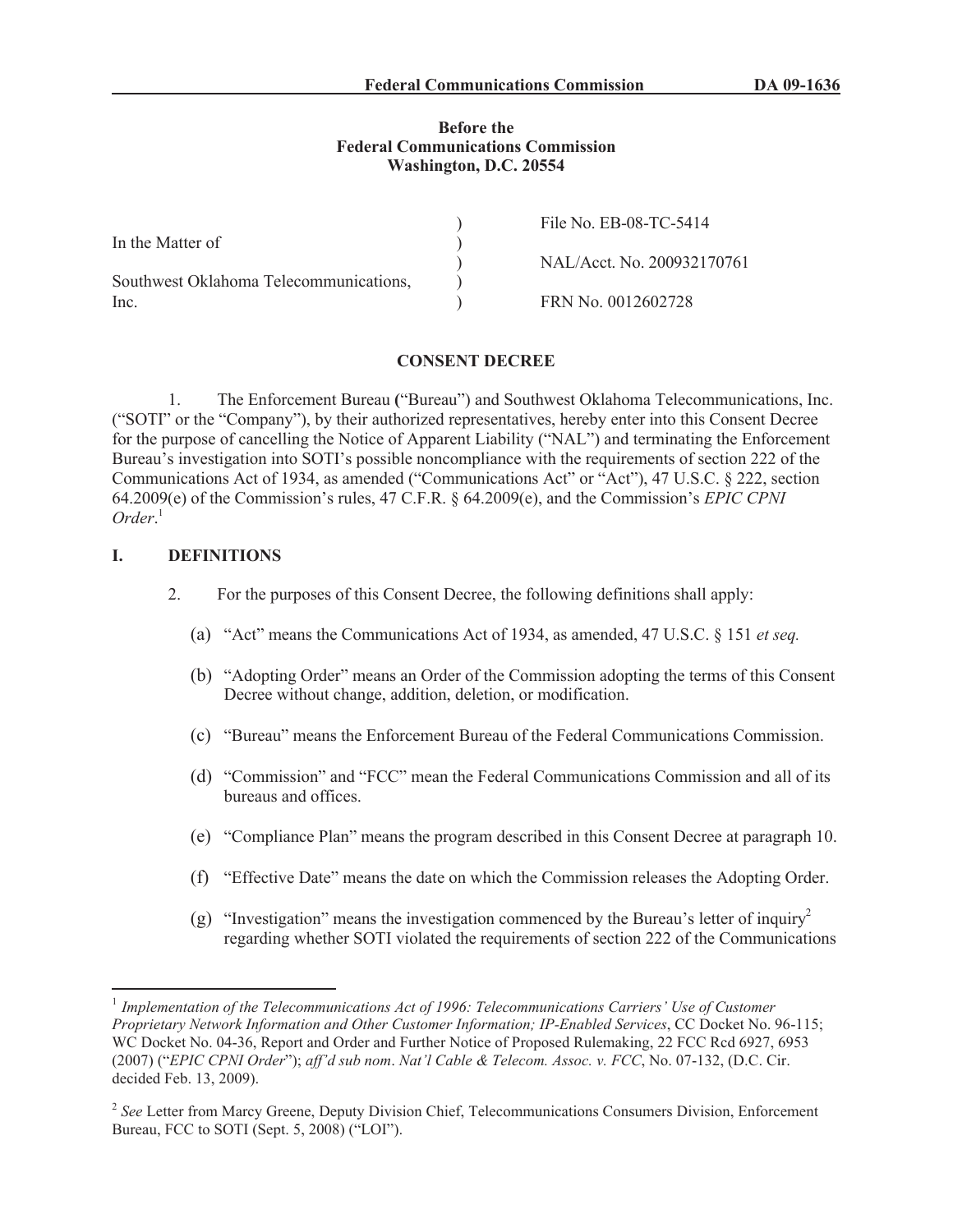**Before the**
**Federal Communications Commission**
**Washington, D.C. 20554**

| | | |
|---|---|---|
| In the Matter of | ) | File No. EB-08-TC-5414 |
| | ) | NAL/Acct. No. 200932170761 |
| Southwest Oklahoma Telecommunications, Inc. | ) | FRN No. 0012602728 |

## CONSENT DECREE

1. The Enforcement Bureau ("Bureau") and Southwest Oklahoma Telecommunications, Inc. ("SOTI" or the "Company"), by their authorized representatives, hereby enter into this Consent Decree for the purpose of cancelling the Notice of Apparent Liability ("NAL") and terminating the Enforcement Bureau's investigation into SOTI's possible noncompliance with the requirements of section 222 of the Communications Act of 1934, as amended ("Communications Act" or "Act"), 47 U.S.C. § 222, section 64.2009(e) of the Commission's rules, 47 C.F.R. § 64.2009(e), and the Commission's *EPIC CPNI Order*.[1]

## I. DEFINITIONS

2. For the purposes of this Consent Decree, the following definitions shall apply:

(a) "Act" means the Communications Act of 1934, as amended, 47 U.S.C. § 151 *et seq.*

(b) "Adopting Order" means an Order of the Commission adopting the terms of this Consent Decree without change, addition, deletion, or modification.

(c) "Bureau" means the Enforcement Bureau of the Federal Communications Commission.

(d) "Commission" and "FCC" mean the Federal Communications Commission and all of its bureaus and offices.

(e) "Compliance Plan" means the program described in this Consent Decree at paragraph 10.

(f) "Effective Date" means the date on which the Commission releases the Adopting Order.

(g) "Investigation" means the investigation commenced by the Bureau's letter of inquiry[2] regarding whether SOTI violated the requirements of section 222 of the Communications

---

[1] *Implementation of the Telecommunications Act of 1996: Telecommunications Carriers' Use of Customer Proprietary Network Information and Other Customer Information; IP-Enabled Services*, CC Docket No. 96-115; WC Docket No. 04-36, Report and Order and Further Notice of Proposed Rulemaking, 22 FCC Rcd 6927, 6953 (2007) ("*EPIC CPNI Order*"); *aff'd sub nom*. *Nat'l Cable & Telecom. Assoc. v. FCC*, No. 07-132, (D.C. Cir. decided Feb. 13, 2009).

[2] *See* Letter from Marcy Greene, Deputy Division Chief, Telecommunications Consumers Division, Enforcement Bureau, FCC to SOTI (Sept. 5, 2008) ("LOI").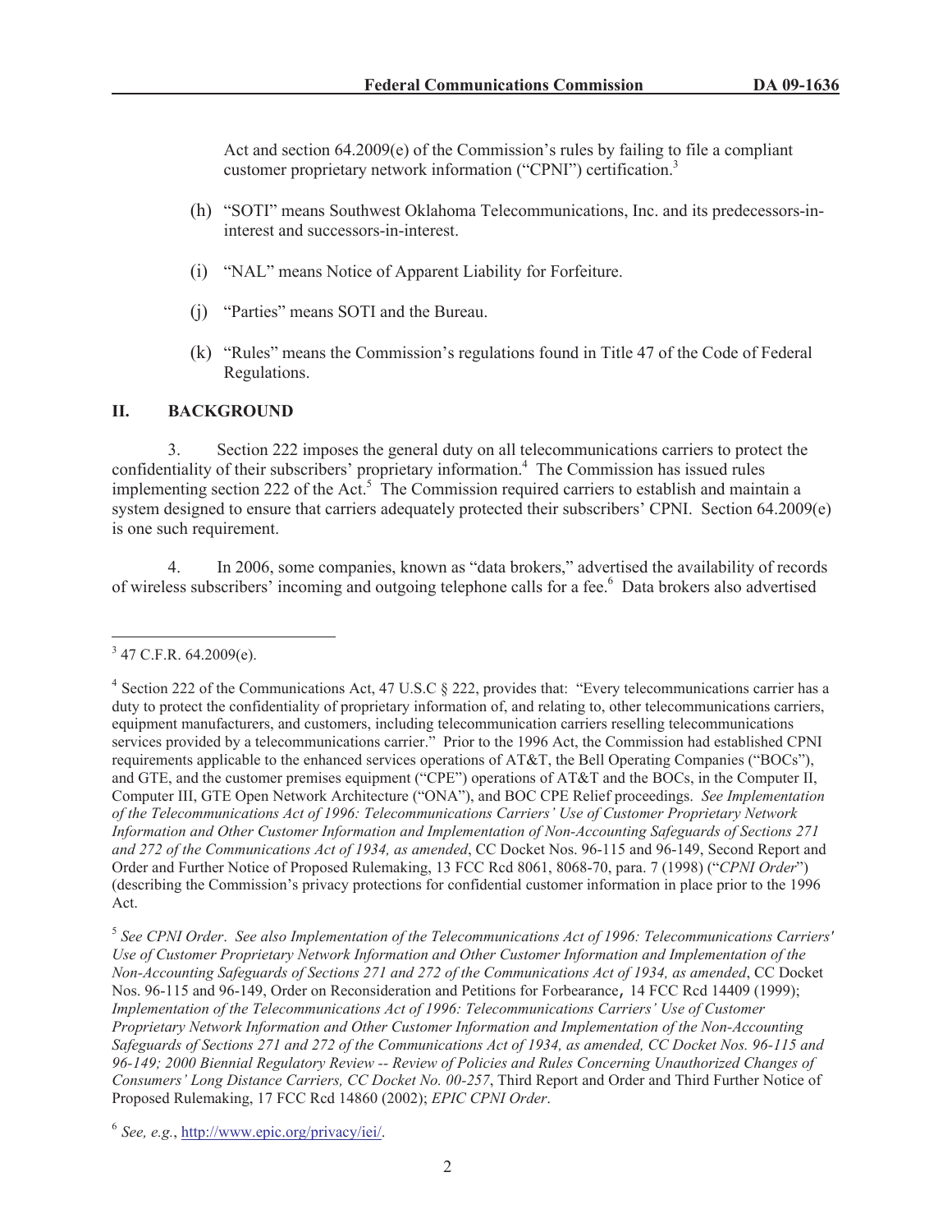Act and section 64.2009(e) of the Commission's rules by failing to file a compliant customer proprietary network information ("CPNI") certification.[3]

(h) "SOTI" means Southwest Oklahoma Telecommunications, Inc. and its predecessors-in-interest and successors-in-interest.

(i) "NAL" means Notice of Apparent Liability for Forfeiture.

(j) "Parties" means SOTI and the Bureau.

(k) "Rules" means the Commission's regulations found in Title 47 of the Code of Federal Regulations.

## II. BACKGROUND

3. Section 222 imposes the general duty on all telecommunications carriers to protect the confidentiality of their subscribers' proprietary information.[4] The Commission has issued rules implementing section 222 of the Act.[5] The Commission required carriers to establish and maintain a system designed to ensure that carriers adequately protected their subscribers' CPNI. Section 64.2009(e) is one such requirement.

4. In 2006, some companies, known as "data brokers," advertised the availability of records of wireless subscribers' incoming and outgoing telephone calls for a fee.[6] Data brokers also advertised

---

[3] 47 C.F.R. 64.2009(e).

[4] Section 222 of the Communications Act, 47 U.S.C § 222, provides that: "Every telecommunications carrier has a duty to protect the confidentiality of proprietary information of, and relating to, other telecommunications carriers, equipment manufacturers, and customers, including telecommunication carriers reselling telecommunications services provided by a telecommunications carrier." Prior to the 1996 Act, the Commission had established CPNI requirements applicable to the enhanced services operations of AT&T, the Bell Operating Companies ("BOCs"), and GTE, and the customer premises equipment ("CPE") operations of AT&T and the BOCs, in the Computer II, Computer III, GTE Open Network Architecture ("ONA"), and BOC CPE Relief proceedings. *See Implementation of the Telecommunications Act of 1996: Telecommunications Carriers' Use of Customer Proprietary Network Information and Other Customer Information and Implementation of Non-Accounting Safeguards of Sections 271 and 272 of the Communications Act of 1934, as amended*, CC Docket Nos. 96-115 and 96-149, Second Report and Order and Further Notice of Proposed Rulemaking, 13 FCC Rcd 8061, 8068-70, para. 7 (1998) ("*CPNI Order*") (describing the Commission's privacy protections for confidential customer information in place prior to the 1996 Act.

[5] *See CPNI Order*. *See also Implementation of the Telecommunications Act of 1996: Telecommunications Carriers' Use of Customer Proprietary Network Information and Other Customer Information and Implementation of the Non-Accounting Safeguards of Sections 271 and 272 of the Communications Act of 1934, as amended*, CC Docket Nos. 96-115 and 96-149, Order on Reconsideration and Petitions for Forbearance, 14 FCC Rcd 14409 (1999); *Implementation of the Telecommunications Act of 1996: Telecommunications Carriers' Use of Customer Proprietary Network Information and Other Customer Information and Implementation of the Non-Accounting Safeguards of Sections 271 and 272 of the Communications Act of 1934, as amended, CC Docket Nos. 96-115 and 96-149; 2000 Biennial Regulatory Review -- Review of Policies and Rules Concerning Unauthorized Changes of Consumers' Long Distance Carriers, CC Docket No. 00-257*, Third Report and Order and Third Further Notice of Proposed Rulemaking, 17 FCC Rcd 14860 (2002); *EPIC CPNI Order*.

[6] *See, e.g.*, http://www.epic.org/privacy/iei/.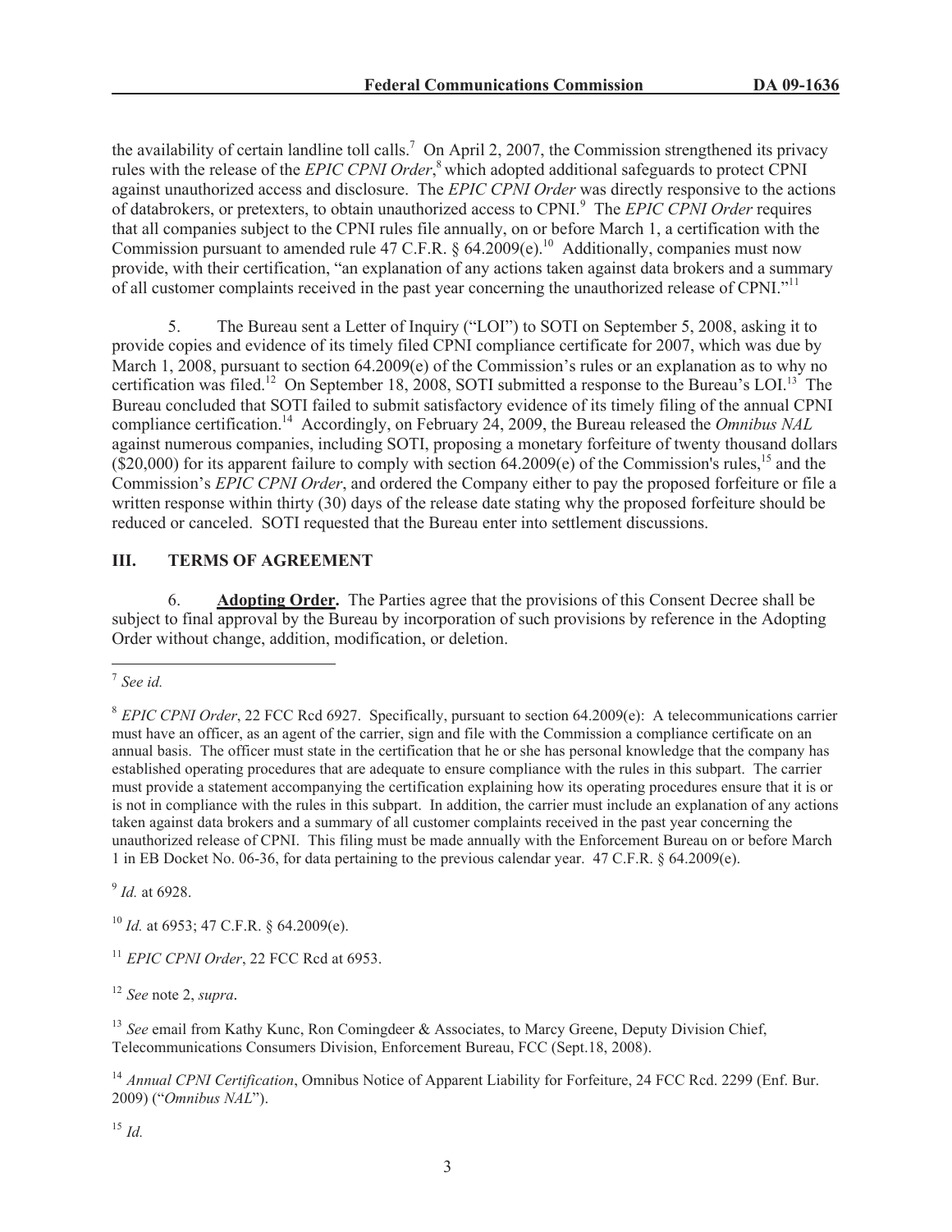the availability of certain landline toll calls.[7] On April 2, 2007, the Commission strengthened its privacy rules with the release of the *EPIC CPNI Order*,[8] which adopted additional safeguards to protect CPNI against unauthorized access and disclosure. The *EPIC CPNI Order* was directly responsive to the actions of databrokers, or pretexters, to obtain unauthorized access to CPNI.[9] The *EPIC CPNI Order* requires that all companies subject to the CPNI rules file annually, on or before March 1, a certification with the Commission pursuant to amended rule 47 C.F.R. § 64.2009(e).[10] Additionally, companies must now provide, with their certification, "an explanation of any actions taken against data brokers and a summary of all customer complaints received in the past year concerning the unauthorized release of CPNI."[11]

5. The Bureau sent a Letter of Inquiry ("LOI") to SOTI on September 5, 2008, asking it to provide copies and evidence of its timely filed CPNI compliance certificate for 2007, which was due by March 1, 2008, pursuant to section 64.2009(e) of the Commission's rules or an explanation as to why no certification was filed.[12] On September 18, 2008, SOTI submitted a response to the Bureau's LOI.[13] The Bureau concluded that SOTI failed to submit satisfactory evidence of its timely filing of the annual CPNI compliance certification.[14] Accordingly, on February 24, 2009, the Bureau released the *Omnibus NAL* against numerous companies, including SOTI, proposing a monetary forfeiture of twenty thousand dollars ($20,000) for its apparent failure to comply with section 64.2009(e) of the Commission's rules,[15] and the Commission's *EPIC CPNI Order*, and ordered the Company either to pay the proposed forfeiture or file a written response within thirty (30) days of the release date stating why the proposed forfeiture should be reduced or canceled. SOTI requested that the Bureau enter into settlement discussions.

## III. TERMS OF AGREEMENT

6. **Adopting Order.** The Parties agree that the provisions of this Consent Decree shall be subject to final approval by the Bureau by incorporation of such provisions by reference in the Adopting Order without change, addition, modification, or deletion.

---

[7] *See id.*

[8] *EPIC CPNI Order*, 22 FCC Rcd 6927. Specifically, pursuant to section 64.2009(e): A telecommunications carrier must have an officer, as an agent of the carrier, sign and file with the Commission a compliance certificate on an annual basis. The officer must state in the certification that he or she has personal knowledge that the company has established operating procedures that are adequate to ensure compliance with the rules in this subpart. The carrier must provide a statement accompanying the certification explaining how its operating procedures ensure that it is or is not in compliance with the rules in this subpart. In addition, the carrier must include an explanation of any actions taken against data brokers and a summary of all customer complaints received in the past year concerning the unauthorized release of CPNI. This filing must be made annually with the Enforcement Bureau on or before March 1 in EB Docket No. 06-36, for data pertaining to the previous calendar year. 47 C.F.R. § 64.2009(e).

[9] *Id.* at 6928.

[10] *Id.* at 6953; 47 C.F.R. § 64.2009(e).

[11] *EPIC CPNI Order*, 22 FCC Rcd at 6953.

[12] *See* note 2, *supra*.

[13] *See* email from Kathy Kunc, Ron Comingdeer & Associates, to Marcy Greene, Deputy Division Chief, Telecommunications Consumers Division, Enforcement Bureau, FCC (Sept.18, 2008).

[14] *Annual CPNI Certification*, Omnibus Notice of Apparent Liability for Forfeiture, 24 FCC Rcd. 2299 (Enf. Bur. 2009) ("*Omnibus NAL*").

[15] *Id.*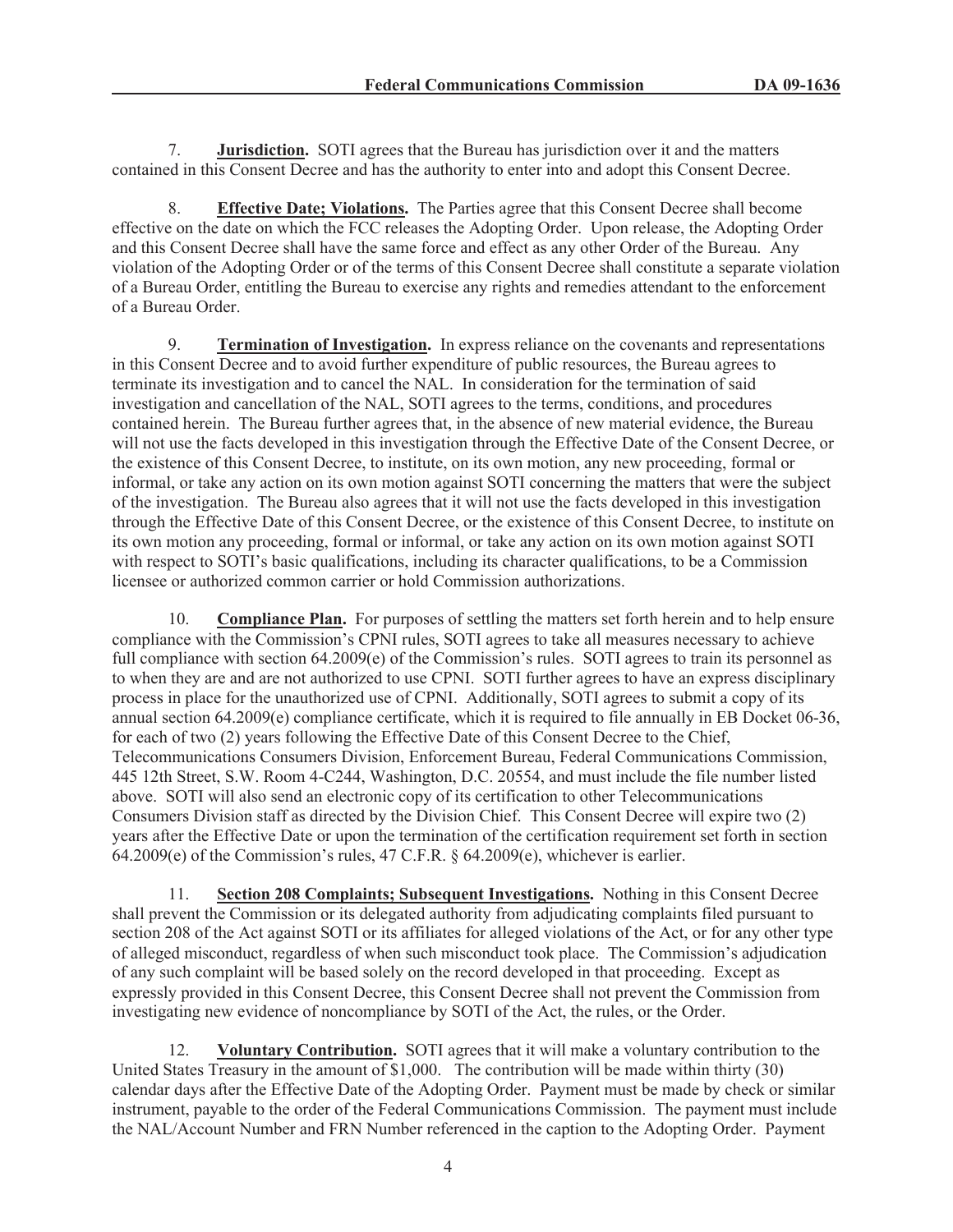7. **Jurisdiction.** SOTI agrees that the Bureau has jurisdiction over it and the matters contained in this Consent Decree and has the authority to enter into and adopt this Consent Decree.

8. **Effective Date; Violations.** The Parties agree that this Consent Decree shall become effective on the date on which the FCC releases the Adopting Order. Upon release, the Adopting Order and this Consent Decree shall have the same force and effect as any other Order of the Bureau. Any violation of the Adopting Order or of the terms of this Consent Decree shall constitute a separate violation of a Bureau Order, entitling the Bureau to exercise any rights and remedies attendant to the enforcement of a Bureau Order.

9. **Termination of Investigation.** In express reliance on the covenants and representations in this Consent Decree and to avoid further expenditure of public resources, the Bureau agrees to terminate its investigation and to cancel the NAL. In consideration for the termination of said investigation and cancellation of the NAL, SOTI agrees to the terms, conditions, and procedures contained herein. The Bureau further agrees that, in the absence of new material evidence, the Bureau will not use the facts developed in this investigation through the Effective Date of the Consent Decree, or the existence of this Consent Decree, to institute, on its own motion, any new proceeding, formal or informal, or take any action on its own motion against SOTI concerning the matters that were the subject of the investigation. The Bureau also agrees that it will not use the facts developed in this investigation through the Effective Date of this Consent Decree, or the existence of this Consent Decree, to institute on its own motion any proceeding, formal or informal, or take any action on its own motion against SOTI with respect to SOTI's basic qualifications, including its character qualifications, to be a Commission licensee or authorized common carrier or hold Commission authorizations.

10. **Compliance Plan.** For purposes of settling the matters set forth herein and to help ensure compliance with the Commission's CPNI rules, SOTI agrees to take all measures necessary to achieve full compliance with section 64.2009(e) of the Commission's rules. SOTI agrees to train its personnel as to when they are and are not authorized to use CPNI. SOTI further agrees to have an express disciplinary process in place for the unauthorized use of CPNI. Additionally, SOTI agrees to submit a copy of its annual section 64.2009(e) compliance certificate, which it is required to file annually in EB Docket 06-36, for each of two (2) years following the Effective Date of this Consent Decree to the Chief, Telecommunications Consumers Division, Enforcement Bureau, Federal Communications Commission, 445 12th Street, S.W. Room 4-C244, Washington, D.C. 20554, and must include the file number listed above. SOTI will also send an electronic copy of its certification to other Telecommunications Consumers Division staff as directed by the Division Chief. This Consent Decree will expire two (2) years after the Effective Date or upon the termination of the certification requirement set forth in section 64.2009(e) of the Commission's rules, 47 C.F.R. § 64.2009(e), whichever is earlier.

11. **Section 208 Complaints; Subsequent Investigations.** Nothing in this Consent Decree shall prevent the Commission or its delegated authority from adjudicating complaints filed pursuant to section 208 of the Act against SOTI or its affiliates for alleged violations of the Act, or for any other type of alleged misconduct, regardless of when such misconduct took place. The Commission's adjudication of any such complaint will be based solely on the record developed in that proceeding. Except as expressly provided in this Consent Decree, this Consent Decree shall not prevent the Commission from investigating new evidence of noncompliance by SOTI of the Act, the rules, or the Order.

12. **Voluntary Contribution.** SOTI agrees that it will make a voluntary contribution to the United States Treasury in the amount of $1,000. The contribution will be made within thirty (30) calendar days after the Effective Date of the Adopting Order. Payment must be made by check or similar instrument, payable to the order of the Federal Communications Commission. The payment must include the NAL/Account Number and FRN Number referenced in the caption to the Adopting Order. Payment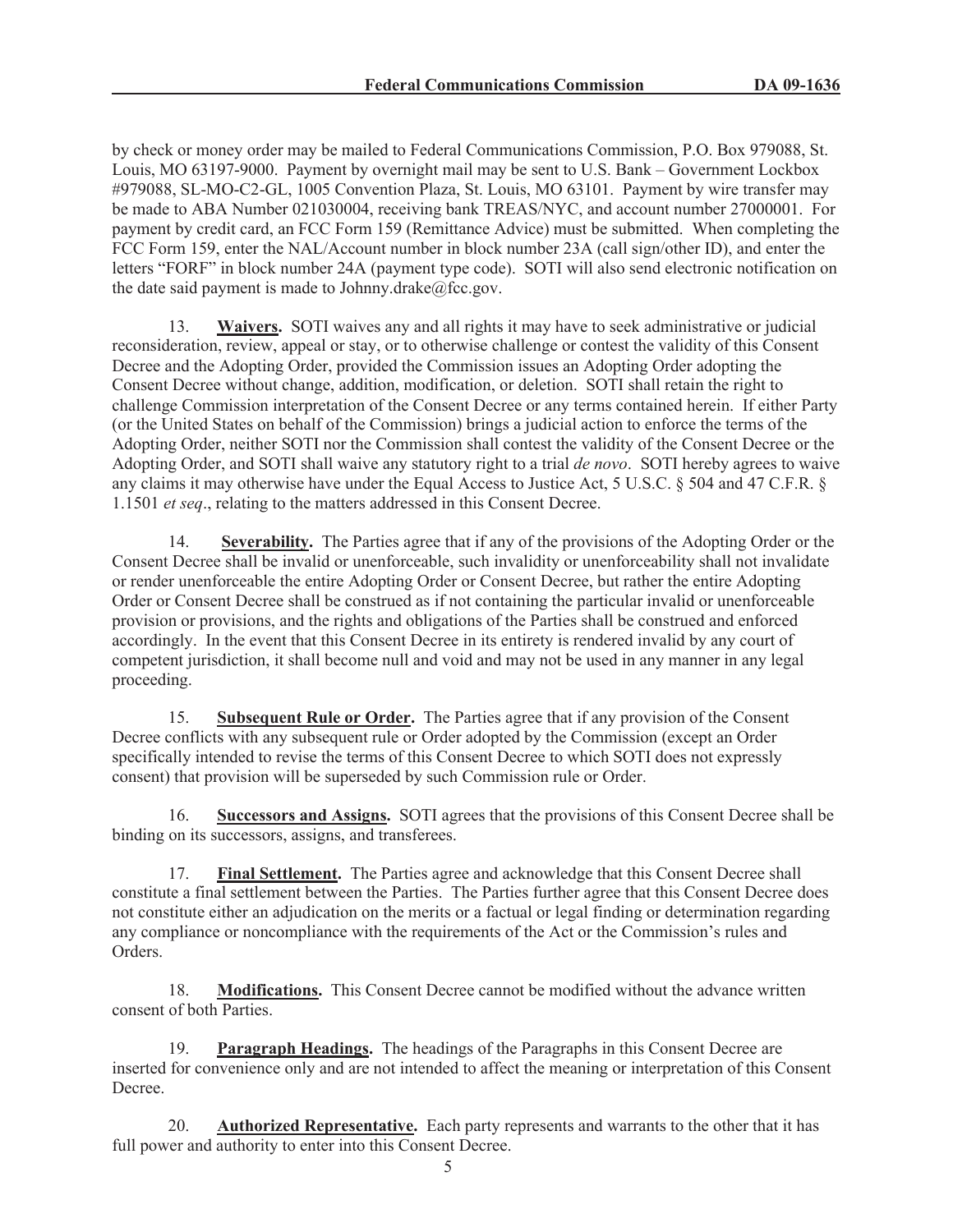by check or money order may be mailed to Federal Communications Commission, P.O. Box 979088, St. Louis, MO 63197-9000. Payment by overnight mail may be sent to U.S. Bank – Government Lockbox #979088, SL-MO-C2-GL, 1005 Convention Plaza, St. Louis, MO 63101. Payment by wire transfer may be made to ABA Number 021030004, receiving bank TREAS/NYC, and account number 27000001. For payment by credit card, an FCC Form 159 (Remittance Advice) must be submitted. When completing the FCC Form 159, enter the NAL/Account number in block number 23A (call sign/other ID), and enter the letters "FORF" in block number 24A (payment type code). SOTI will also send electronic notification on the date said payment is made to Johnny.drake@fcc.gov.

13. **Waivers.** SOTI waives any and all rights it may have to seek administrative or judicial reconsideration, review, appeal or stay, or to otherwise challenge or contest the validity of this Consent Decree and the Adopting Order, provided the Commission issues an Adopting Order adopting the Consent Decree without change, addition, modification, or deletion. SOTI shall retain the right to challenge Commission interpretation of the Consent Decree or any terms contained herein. If either Party (or the United States on behalf of the Commission) brings a judicial action to enforce the terms of the Adopting Order, neither SOTI nor the Commission shall contest the validity of the Consent Decree or the Adopting Order, and SOTI shall waive any statutory right to a trial *de novo*. SOTI hereby agrees to waive any claims it may otherwise have under the Equal Access to Justice Act, 5 U.S.C. § 504 and 47 C.F.R. § 1.1501 *et seq*., relating to the matters addressed in this Consent Decree.

14. **Severability.** The Parties agree that if any of the provisions of the Adopting Order or the Consent Decree shall be invalid or unenforceable, such invalidity or unenforceability shall not invalidate or render unenforceable the entire Adopting Order or Consent Decree, but rather the entire Adopting Order or Consent Decree shall be construed as if not containing the particular invalid or unenforceable provision or provisions, and the rights and obligations of the Parties shall be construed and enforced accordingly. In the event that this Consent Decree in its entirety is rendered invalid by any court of competent jurisdiction, it shall become null and void and may not be used in any manner in any legal proceeding.

15. **Subsequent Rule or Order.** The Parties agree that if any provision of the Consent Decree conflicts with any subsequent rule or Order adopted by the Commission (except an Order specifically intended to revise the terms of this Consent Decree to which SOTI does not expressly consent) that provision will be superseded by such Commission rule or Order.

16. **Successors and Assigns.** SOTI agrees that the provisions of this Consent Decree shall be binding on its successors, assigns, and transferees.

17. **Final Settlement.** The Parties agree and acknowledge that this Consent Decree shall constitute a final settlement between the Parties. The Parties further agree that this Consent Decree does not constitute either an adjudication on the merits or a factual or legal finding or determination regarding any compliance or noncompliance with the requirements of the Act or the Commission's rules and Orders.

18. **Modifications.** This Consent Decree cannot be modified without the advance written consent of both Parties.

19. **Paragraph Headings.** The headings of the Paragraphs in this Consent Decree are inserted for convenience only and are not intended to affect the meaning or interpretation of this Consent Decree.

20. **Authorized Representative.** Each party represents and warrants to the other that it has full power and authority to enter into this Consent Decree.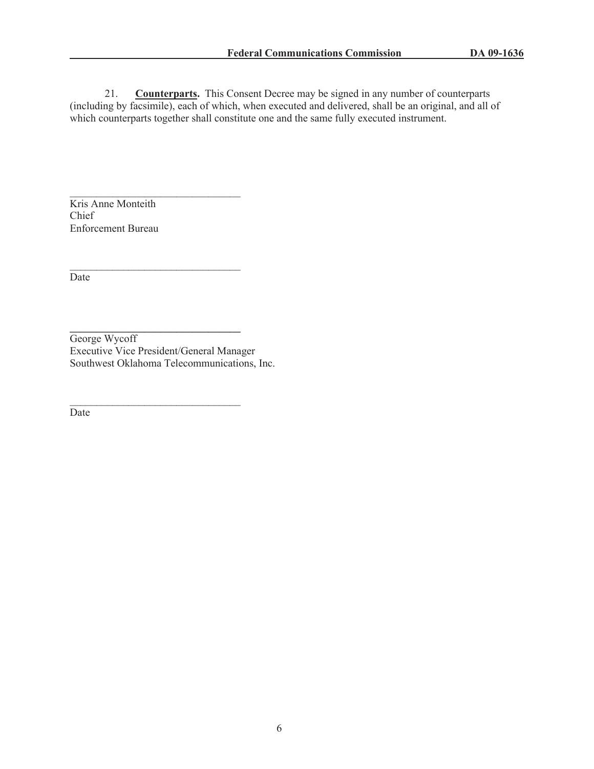21. **Counterparts.** This Consent Decree may be signed in any number of counterparts (including by facsimile), each of which, when executed and delivered, shall be an original, and all of which counterparts together shall constitute one and the same fully executed instrument.

\_\_\_\_\_\_\_\_\_\_\_\_\_\_\_\_\_\_\_\_\_\_\_\_\_\_\_\_\_\_\_\_

Kris Anne Monteith  
Chief  
Enforcement Bureau

\_\_\_\_\_\_\_\_\_\_\_\_\_\_\_\_\_\_\_\_\_\_\_\_\_\_\_\_\_\_\_\_

Date

\_\_\_\_\_\_\_\_\_\_\_\_\_\_\_\_\_\_\_\_\_\_\_\_\_\_\_\_\_\_\_\_

George Wycoff  
Executive Vice President/General Manager  
Southwest Oklahoma Telecommunications, Inc.

\_\_\_\_\_\_\_\_\_\_\_\_\_\_\_\_\_\_\_\_\_\_\_\_\_\_\_\_\_\_\_\_

Date